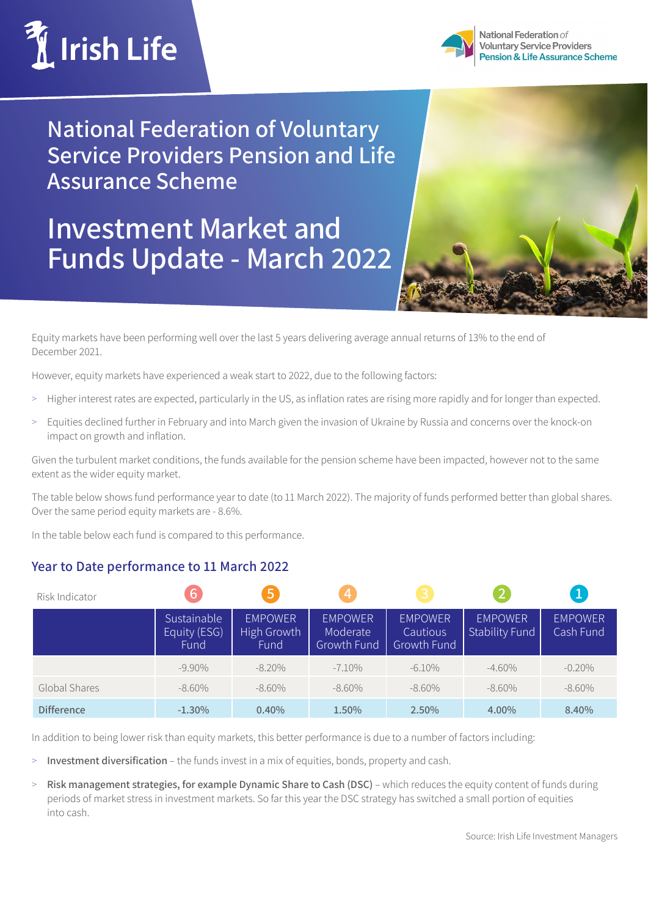Irish Life

National Federation of Voluntary Service Providers Pension & Life Assurance Scheme

# National Federation of Voluntary Service Providers Pension and Life Assurance Scheme

# Investment Market and Funds Update - March 2022

Equity markets have been performing well over the last 5 years delivering average annual returns of 13% to the end of December 2021.

However, equity markets have experienced a weak start to 2022, due to the following factors:

- Higher interest rates are expected, particularly in the US, as inflation rates are rising more rapidly and for longer than expected.
- Equities declined further in February and into March given the invasion of Ukraine by Russia and concerns over the knock-on impact on growth and inflation.

Given the turbulent market conditions, the funds available for the pension scheme have been impacted, however not to the same extent as the wider equity market.

The table below shows fund performance year to date (to 11 March 2022). The majority of funds performed better than global shares. Over the same period equity markets are - 8.6%.

In the table below each fund is compared to this performance.

## Year to Date performance to 11 March 2022

| Risk Indicator | 6 | 5 | 4 | 3 | 2 | 1 |
|---|---|---|---|---|---|---|
| | Sustainable Equity (ESG) Fund | EMPOWER High Growth Fund | EMPOWER Moderate Growth Fund | EMPOWER Cautious Growth Fund | EMPOWER Stability Fund | EMPOWER Cash Fund |
| | -9.90% | -8.20% | -7.10% | -6.10% | -4.60% | -0.20% |
| Global Shares | -8.60% | -8.60% | -8.60% | -8.60% | -8.60% | -8.60% |
| **Difference** | **-1.30%** | **0.40%** | **1.50%** | **2.50%** | **4.00%** | **8.40%** |

In addition to being lower risk than equity markets, this better performance is due to a number of factors including:

- **Investment diversification** – the funds invest in a mix of equities, bonds, property and cash.
- **Risk management strategies, for example Dynamic Share to Cash (DSC)** – which reduces the equity content of funds during periods of market stress in investment markets. So far this year the DSC strategy has switched a small portion of equities into cash.

Source: Irish Life Investment Managers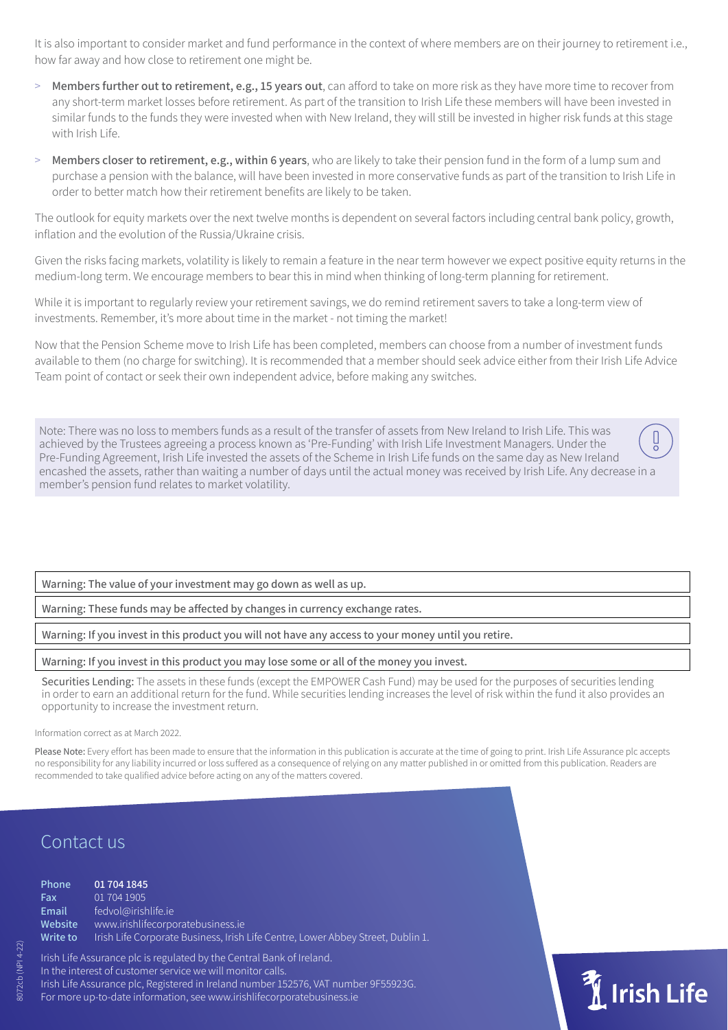It is also important to consider market and fund performance in the context of where members are on their journey to retirement i.e., how far away and how close to retirement one might be.

> **Members further out to retirement, e.g., 15 years out**, can afford to take on more risk as they have more time to recover from any short-term market losses before retirement. As part of the transition to Irish Life these members will have been invested in similar funds to the funds they were invested when with New Ireland, they will still be invested in higher risk funds at this stage with Irish Life.

> **Members closer to retirement, e.g., within 6 years**, who are likely to take their pension fund in the form of a lump sum and purchase a pension with the balance, will have been invested in more conservative funds as part of the transition to Irish Life in order to better match how their retirement benefits are likely to be taken.

The outlook for equity markets over the next twelve months is dependent on several factors including central bank policy, growth, inflation and the evolution of the Russia/Ukraine crisis.

Given the risks facing markets, volatility is likely to remain a feature in the near term however we expect positive equity returns in the medium-long term. We encourage members to bear this in mind when thinking of long-term planning for retirement.

While it is important to regularly review your retirement savings, we do remind retirement savers to take a long-term view of investments. Remember, it's more about time in the market - not timing the market!

Now that the Pension Scheme move to Irish Life has been completed, members can choose from a number of investment funds available to them (no charge for switching). It is recommended that a member should seek advice either from their Irish Life Advice Team point of contact or seek their own independent advice, before making any switches.

Note: There was no loss to members funds as a result of the transfer of assets from New Ireland to Irish Life. This was achieved by the Trustees agreeing a process known as 'Pre-Funding' with Irish Life Investment Managers. Under the Pre-Funding Agreement, Irish Life invested the assets of the Scheme in Irish Life funds on the same day as New Ireland encashed the assets, rather than waiting a number of days until the actual money was received by Irish Life. Any decrease in a member's pension fund relates to market volatility.

**Warning: The value of your investment may go down as well as up.**

**Warning: These funds may be affected by changes in currency exchange rates.**

**Warning: If you invest in this product you will not have any access to your money until you retire.**

**Warning: If you invest in this product you may lose some or all of the money you invest.**

**Securities Lending:** The assets in these funds (except the EMPOWER Cash Fund) may be used for the purposes of securities lending in order to earn an additional return for the fund. While securities lending increases the level of risk within the fund it also provides an opportunity to increase the investment return.

Information correct as at March 2022.

**Please Note:** Every effort has been made to ensure that the information in this publication is accurate at the time of going to print. Irish Life Assurance plc accepts no responsibility for any liability incurred or loss suffered as a consequence of relying on any matter published in or omitted from this publication. Readers are recommended to take qualified advice before acting on any of the matters covered.

## Contact us

**Phone** **01 704 1845**
**Fax** 01 704 1905
**Email** fedvol@irishlife.ie
**Website** www.irishlifecorporatebusiness.ie
**Write to** Irish Life Corporate Business, Irish Life Centre, Lower Abbey Street, Dublin 1.

Irish Life Assurance plc is regulated by the Central Bank of Ireland.
In the interest of customer service we will monitor calls.
Irish Life Assurance plc, Registered in Ireland number 152576, VAT number 9F55923G.
For more up-to-date information, see www.irishlifecorporatebusiness.ie

8072cb (NPI 4-22)

Irish Life